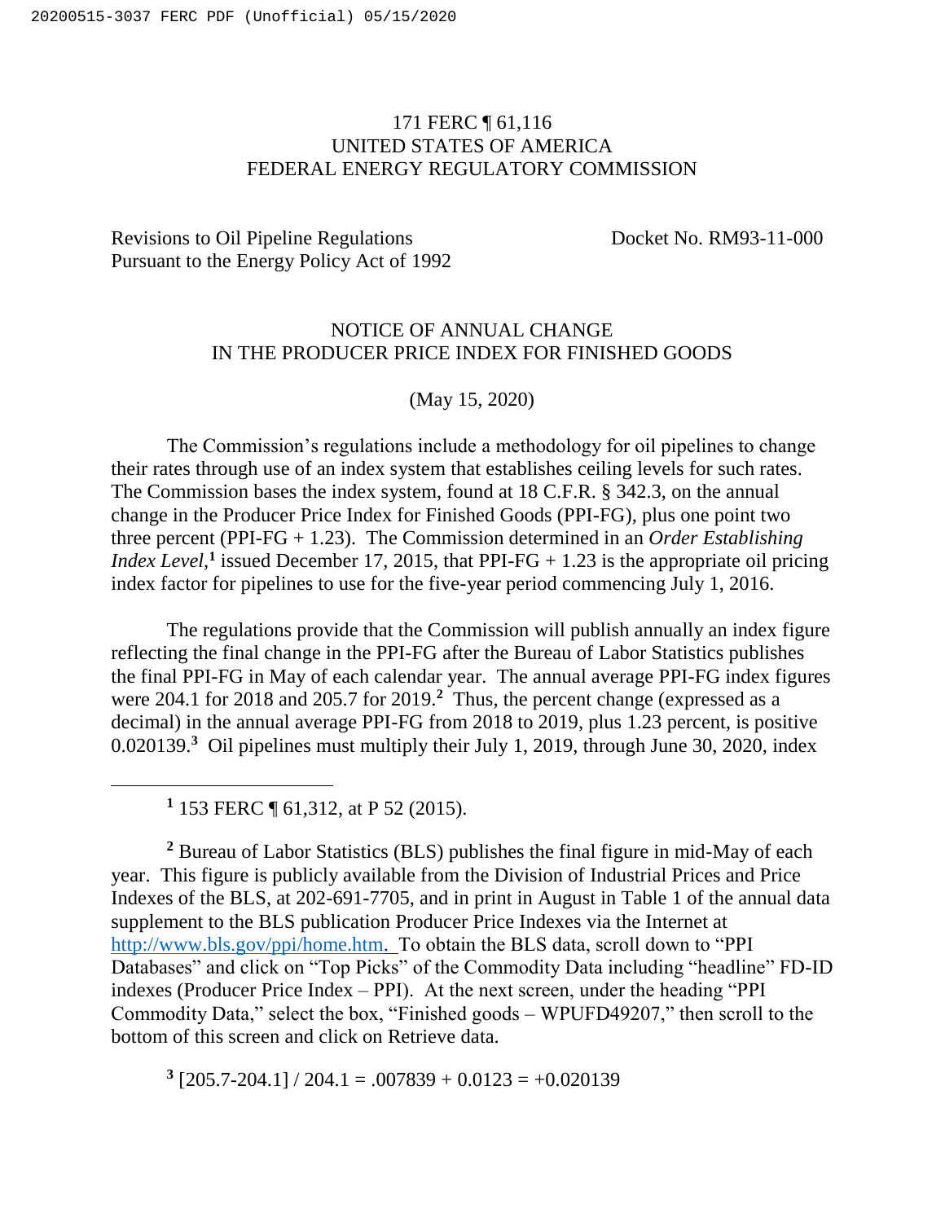171 FERC ¶ 61,116
UNITED STATES OF AMERICA
FEDERAL ENERGY REGULATORY COMMISSION

Revisions to Oil Pipeline Regulations Pursuant to the Energy Policy Act of 1992 — Docket No. RM93-11-000

NOTICE OF ANNUAL CHANGE IN THE PRODUCER PRICE INDEX FOR FINISHED GOODS

(May 15, 2020)

The Commission's regulations include a methodology for oil pipelines to change their rates through use of an index system that establishes ceiling levels for such rates. The Commission bases the index system, found at 18 C.F.R. § 342.3, on the annual change in the Producer Price Index for Finished Goods (PPI-FG), plus one point two three percent (PPI-FG + 1.23). The Commission determined in an *Order Establishing Index Level*,[1] issued December 17, 2015, that PPI-FG + 1.23 is the appropriate oil pricing index factor for pipelines to use for the five-year period commencing July 1, 2016.

The regulations provide that the Commission will publish annually an index figure reflecting the final change in the PPI-FG after the Bureau of Labor Statistics publishes the final PPI-FG in May of each calendar year. The annual average PPI-FG index figures were 204.1 for 2018 and 205.7 for 2019.[2] Thus, the percent change (expressed as a decimal) in the annual average PPI-FG from 2018 to 2019, plus 1.23 percent, is positive 0.020139.[3] Oil pipelines must multiply their July 1, 2019, through June 30, 2020, index

[1] 153 FERC ¶ 61,312, at P 52 (2015).

[2] Bureau of Labor Statistics (BLS) publishes the final figure in mid-May of each year. This figure is publicly available from the Division of Industrial Prices and Price Indexes of the BLS, at 202-691-7705, and in print in August in Table 1 of the annual data supplement to the BLS publication Producer Price Indexes via the Internet at http://www.bls.gov/ppi/home.htm. To obtain the BLS data, scroll down to "PPI Databases" and click on "Top Picks" of the Commodity Data including "headline" FD-ID indexes (Producer Price Index – PPI). At the next screen, under the heading "PPI Commodity Data," select the box, "Finished goods – WPUFD49207," then scroll to the bottom of this screen and click on Retrieve data.

[3] $[205.7-204.1] / 204.1 = .007839 + 0.0123 = +0.020139$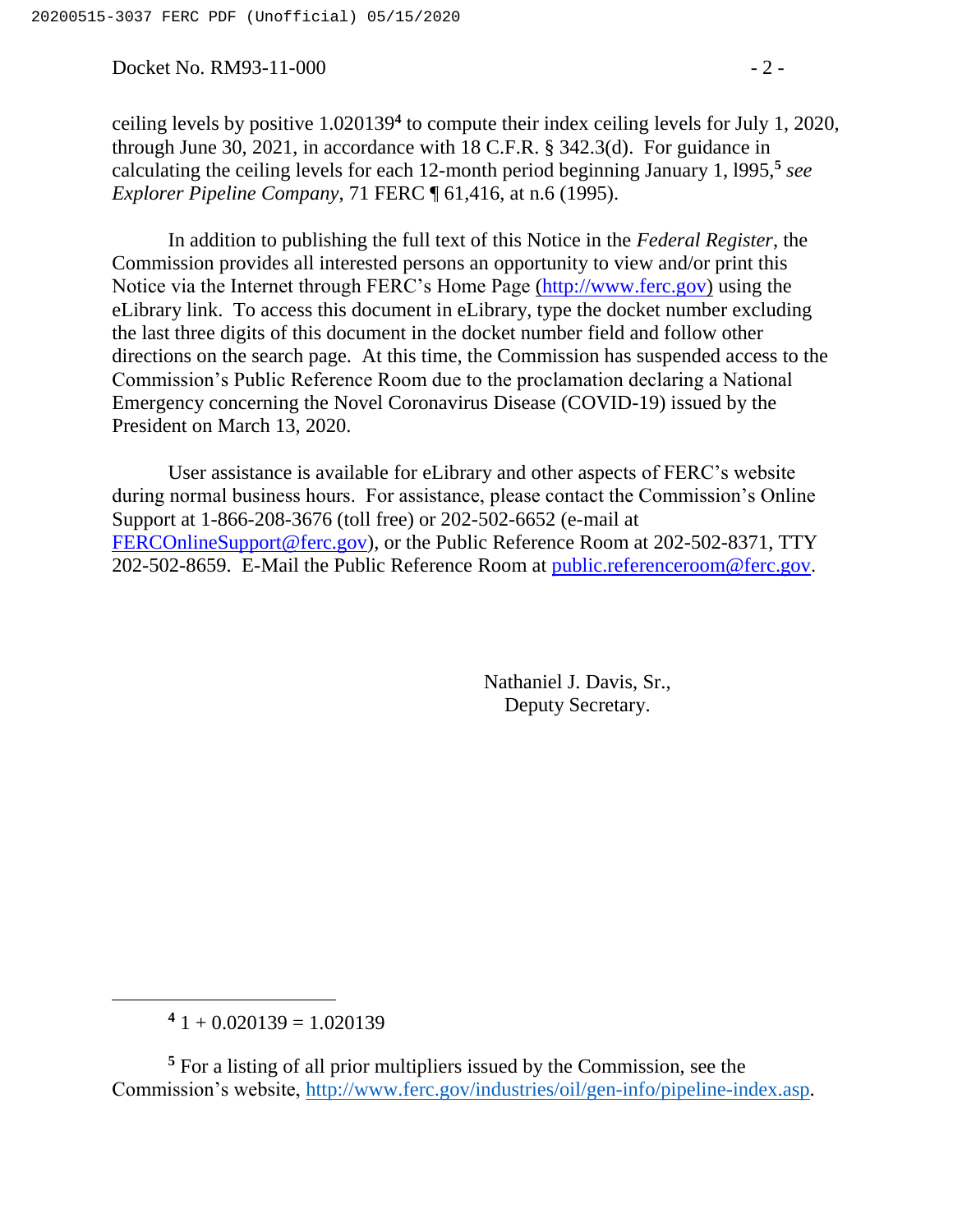ceiling levels by positive 1.020139[4] to compute their index ceiling levels for July 1, 2020, through June 30, 2021, in accordance with 18 C.F.R. § 342.3(d). For guidance in calculating the ceiling levels for each 12-month period beginning January 1, l995,[5] *see Explorer Pipeline Company*, 71 FERC ¶ 61,416, at n.6 (1995).

In addition to publishing the full text of this Notice in the *Federal Register*, the Commission provides all interested persons an opportunity to view and/or print this Notice via the Internet through FERC's Home Page (http://www.ferc.gov) using the eLibrary link. To access this document in eLibrary, type the docket number excluding the last three digits of this document in the docket number field and follow other directions on the search page. At this time, the Commission has suspended access to the Commission's Public Reference Room due to the proclamation declaring a National Emergency concerning the Novel Coronavirus Disease (COVID-19) issued by the President on March 13, 2020.

User assistance is available for eLibrary and other aspects of FERC's website during normal business hours. For assistance, please contact the Commission's Online Support at 1-866-208-3676 (toll free) or 202-502-6652 (e-mail at FERCOnlineSupport@ferc.gov), or the Public Reference Room at 202-502-8371, TTY 202-502-8659. E-Mail the Public Reference Room at public.referenceroom@ferc.gov.

Nathaniel J. Davis, Sr.,
Deputy Secretary.

---

[4] 1 + 0.020139 = 1.020139

[5] For a listing of all prior multipliers issued by the Commission, see the Commission's website, http://www.ferc.gov/industries/oil/gen-info/pipeline-index.asp.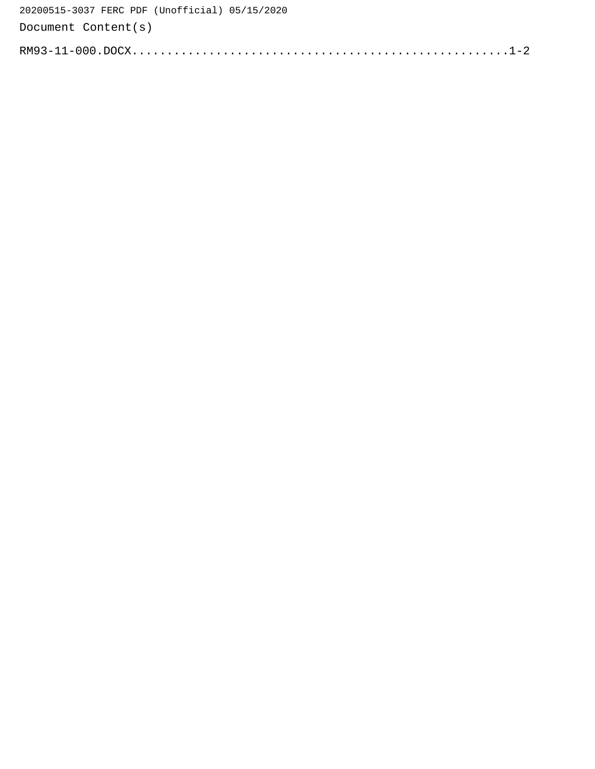Document Content(s)

RM93-11-000.DOCX.....................................................1-2